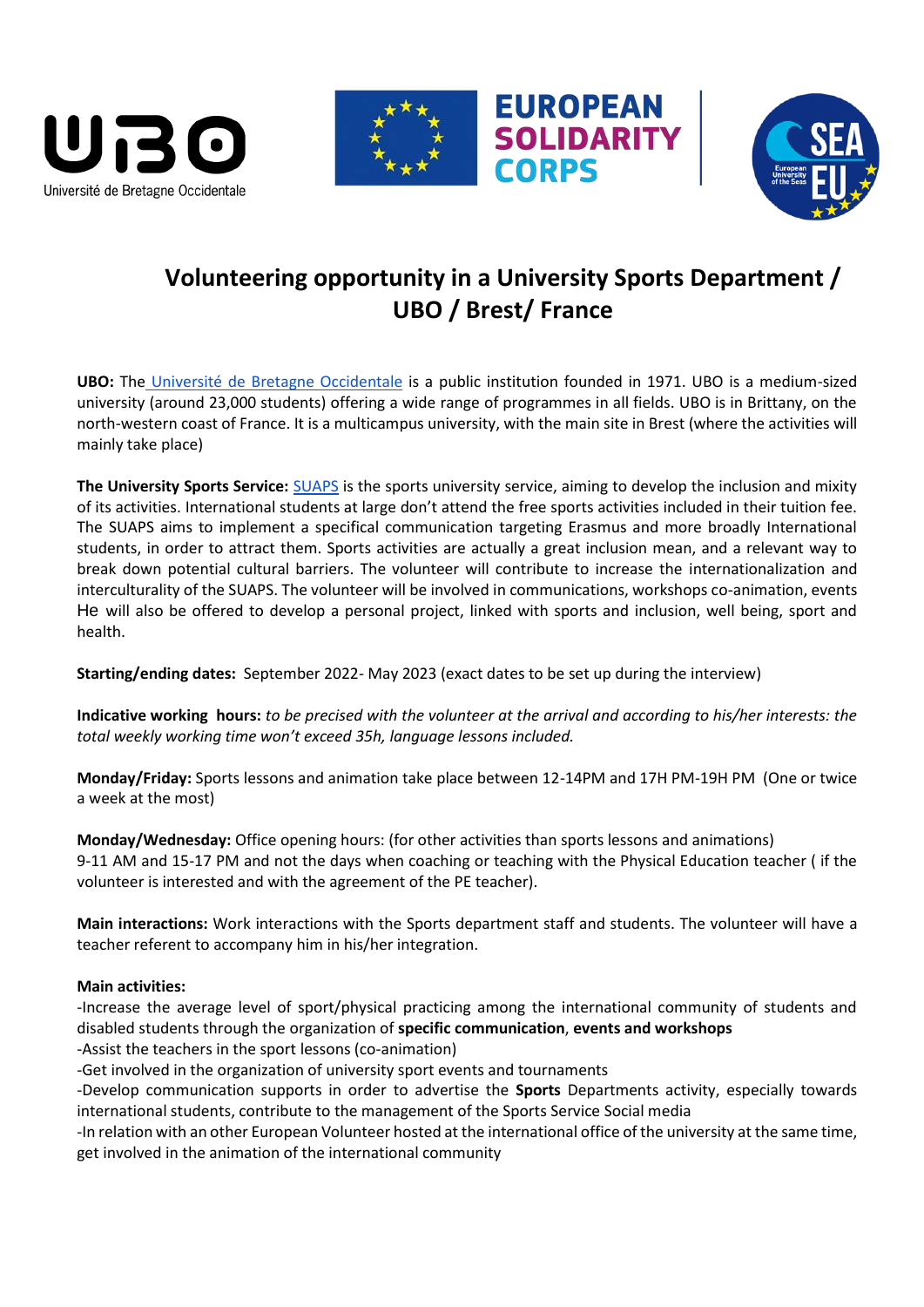# Volunteering opportunity in a University Sports Department / UBO / Brest/ France

**UBO:** The Université de Bretagne Occidentale is a public institution founded in 1971. UBO is a medium-sized university (around 23,000 students) offering a wide range of programmes in all fields. UBO is in Brittany, on the north-western coast of France. It is a multicampus university, with the main site in Brest (where the activities will mainly take place)

**The University Sports Service:** SUAPS is the sports university service, aiming to develop the inclusion and mixity of its activities. International students at large don't attend the free sports activities included in their tuition fee. The SUAPS aims to implement a specifical communication targeting Erasmus and more broadly International students, in order to attract them. Sports activities are actually a great inclusion mean, and a relevant way to break down potential cultural barriers. The volunteer will contribute to increase the internationalization and interculturality of the SUAPS. The volunteer will be involved in communications, workshops co-animation, events He will also be offered to develop a personal project, linked with sports and inclusion, well being, sport and health.

**Starting/ending dates:** September 2022- May 2023 (exact dates to be set up during the interview)

**Indicative working hours:** *to be precised with the volunteer at the arrival and according to his/her interests: the total weekly working time won't exceed 35h, language lessons included.*

**Monday/Friday:** Sports lessons and animation take place between 12-14PM and 17H PM-19H PM (One or twice a week at the most)

**Monday/Wednesday:** Office opening hours: (for other activities than sports lessons and animations)
9-11 AM and 15-17 PM and not the days when coaching or teaching with the Physical Education teacher ( if the volunteer is interested and with the agreement of the PE teacher).

**Main interactions:** Work interactions with the Sports department staff and students. The volunteer will have a teacher referent to accompany him in his/her integration.

**Main activities:**

-Increase the average level of sport/physical practicing among the international community of students and disabled students through the organization of **specific communication**, **events and workshops**
-Assist the teachers in the sport lessons (co-animation)
-Get involved in the organization of university sport events and tournaments
-Develop communication supports in order to advertise the **Sports** Departments activity, especially towards international students, contribute to the management of the Sports Service Social media
-In relation with an other European Volunteer hosted at the international office of the university at the same time, get involved in the animation of the international community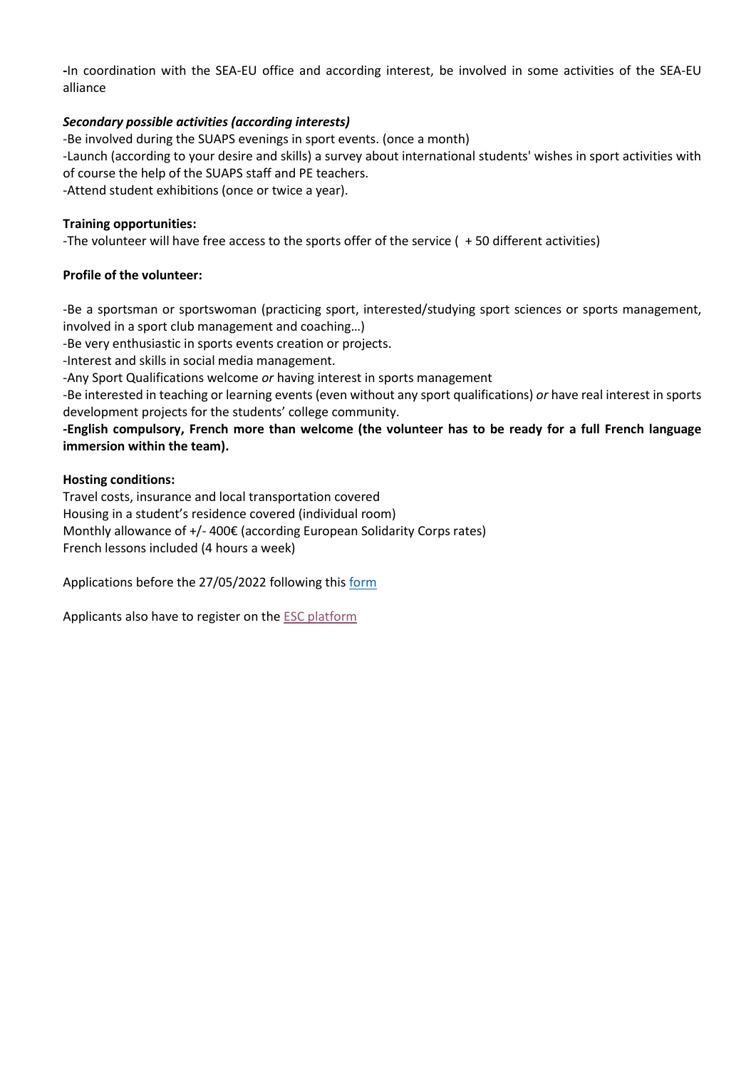**-**In coordination with the SEA-EU office and according interest, be involved in some activities of the SEA-EU alliance

***Secondary possible activities (according interests)***

-Be involved during the SUAPS evenings in sport events. (once a month)

-Launch (according to your desire and skills) a survey about international students' wishes in sport activities with of course the help of the SUAPS staff and PE teachers.

-Attend student exhibitions (once or twice a year).

**Training opportunities:**

-The volunteer will have free access to the sports offer of the service ( + 50 different activities)

**Profile of the volunteer:**

-Be a sportsman or sportswoman (practicing sport, interested/studying sport sciences or sports management, involved in a sport club management and coaching…)

-Be very enthusiastic in sports events creation or projects.

-Interest and skills in social media management.

-Any Sport Qualifications welcome *or* having interest in sports management

-Be interested in teaching or learning events (even without any sport qualifications) *or* have real interest in sports development projects for the students' college community.

**-English compulsory, French more than welcome (the volunteer has to be ready for a full French language immersion within the team).**

**Hosting conditions:**

Travel costs, insurance and local transportation covered

Housing in a student's residence covered (individual room)

Monthly allowance of +/- 400€ (according European Solidarity Corps rates)

French lessons included (4 hours a week)

Applications before the 27/05/2022 following this form

Applicants also have to register on the ESC platform